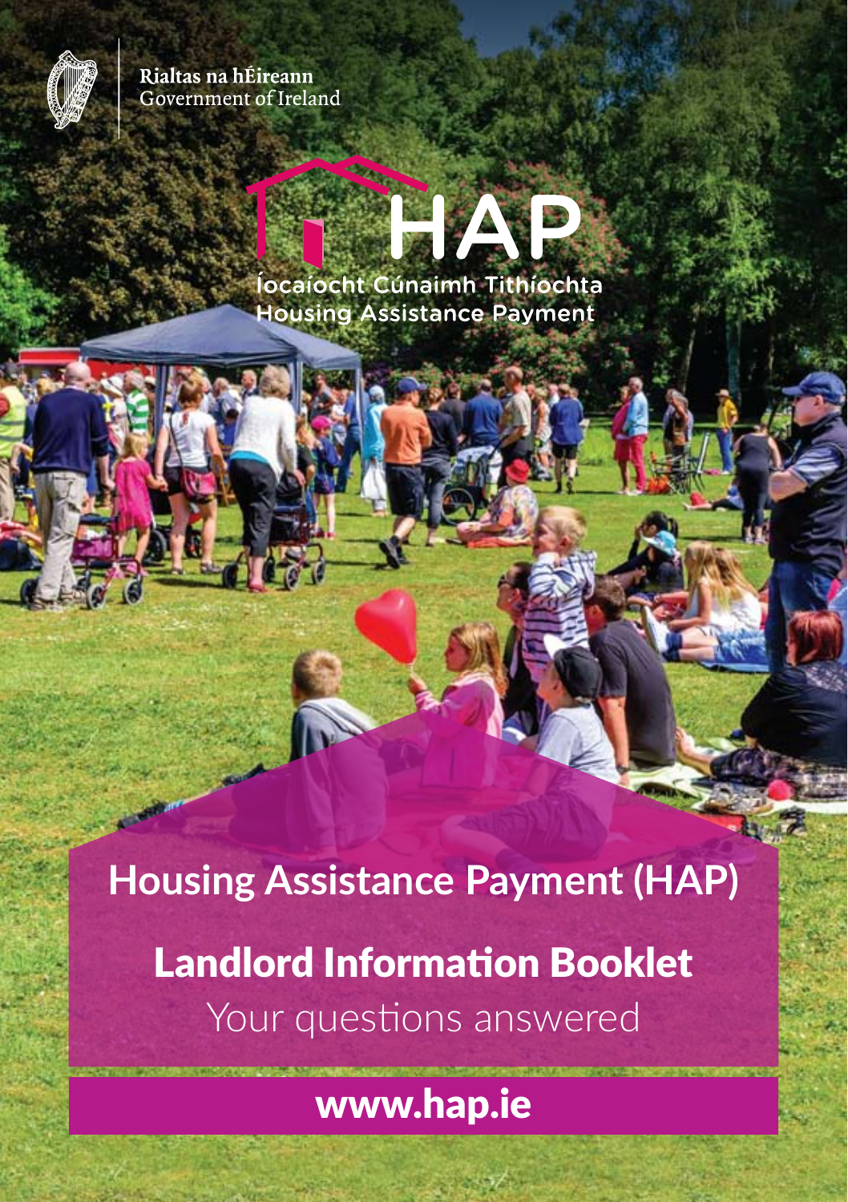Rialtas na hÉireann
Government of Ireland

HAP

Íocaíocht Cúnaimh Tithíochta
Housing Assistance Payment

# Housing Assistance Payment (HAP)

## Landlord Information Booklet

Your questions answered

**www.hap.ie**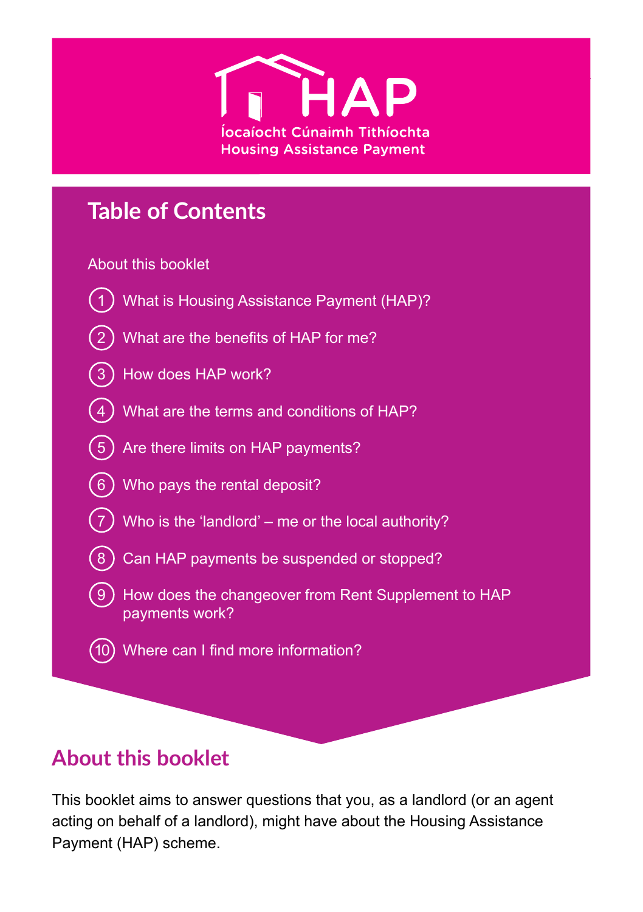# HAP

Íocaíocht Cúnaimh Tithíochta
Housing Assistance Payment

## Table of Contents

About this booklet

1. What is Housing Assistance Payment (HAP)?
2. What are the benefits of HAP for me?
3. How does HAP work?
4. What are the terms and conditions of HAP?
5. Are there limits on HAP payments?
6. Who pays the rental deposit?
7. Who is the 'landlord' – me or the local authority?
8. Can HAP payments be suspended or stopped?
9. How does the changeover from Rent Supplement to HAP payments work?
10. Where can I find more information?

## About this booklet

This booklet aims to answer questions that you, as a landlord (or an agent acting on behalf of a landlord), might have about the Housing Assistance Payment (HAP) scheme.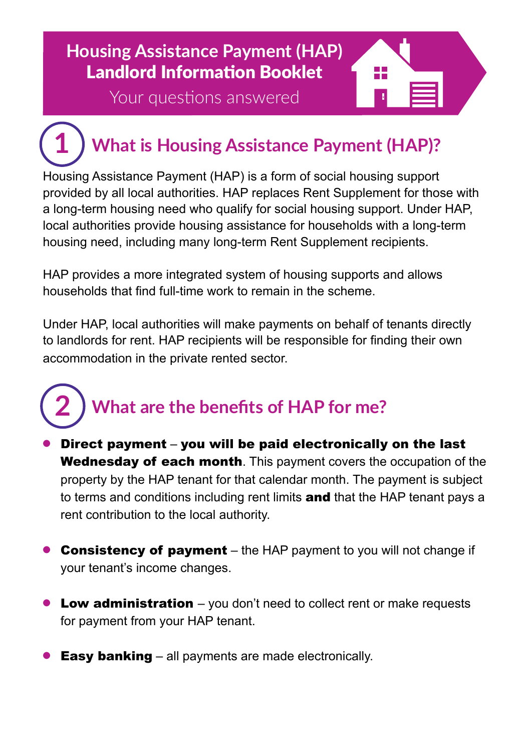# Housing Assistance Payment (HAP) Landlord Information Booklet

Your questions answered

## 1 What is Housing Assistance Payment (HAP)?

Housing Assistance Payment (HAP) is a form of social housing support provided by all local authorities. HAP replaces Rent Supplement for those with a long-term housing need who qualify for social housing support. Under HAP, local authorities provide housing assistance for households with a long-term housing need, including many long-term Rent Supplement recipients.

HAP provides a more integrated system of housing supports and allows households that find full-time work to remain in the scheme.

Under HAP, local authorities will make payments on behalf of tenants directly to landlords for rent. HAP recipients will be responsible for finding their own accommodation in the private rented sector.

## 2 What are the benefits of HAP for me?

- **Direct payment** – **you will be paid electronically on the last Wednesday of each month**. This payment covers the occupation of the property by the HAP tenant for that calendar month. The payment is subject to terms and conditions including rent limits **and** that the HAP tenant pays a rent contribution to the local authority.

- **Consistency of payment** – the HAP payment to you will not change if your tenant's income changes.

- **Low administration** – you don't need to collect rent or make requests for payment from your HAP tenant.

- **Easy banking** – all payments are made electronically.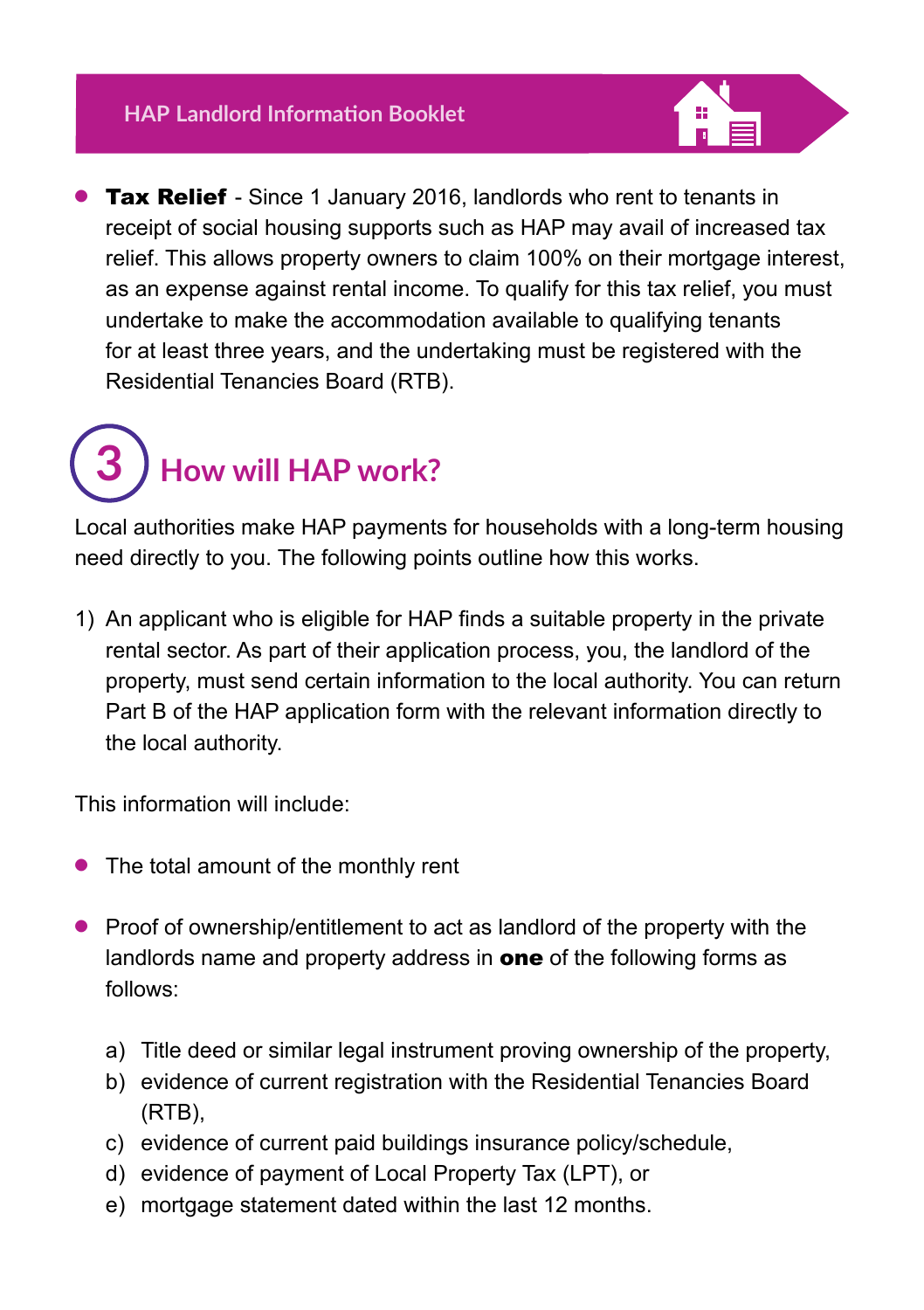- **Tax Relief** - Since 1 January 2016, landlords who rent to tenants in receipt of social housing supports such as HAP may avail of increased tax relief. This allows property owners to claim 100% on their mortgage interest, as an expense against rental income. To qualify for this tax relief, you must undertake to make the accommodation available to qualifying tenants for at least three years, and the undertaking must be registered with the Residential Tenancies Board (RTB).

## 3 How will HAP work?

Local authorities make HAP payments for households with a long-term housing need directly to you. The following points outline how this works.

1) An applicant who is eligible for HAP finds a suitable property in the private rental sector. As part of their application process, you, the landlord of the property, must send certain information to the local authority. You can return Part B of the HAP application form with the relevant information directly to the local authority.

This information will include:

- The total amount of the monthly rent
- Proof of ownership/entitlement to act as landlord of the property with the landlords name and property address in **one** of the following forms as follows:

  a) Title deed or similar legal instrument proving ownership of the property,
  b) evidence of current registration with the Residential Tenancies Board (RTB),
  c) evidence of current paid buildings insurance policy/schedule,
  d) evidence of payment of Local Property Tax (LPT), or
  e) mortgage statement dated within the last 12 months.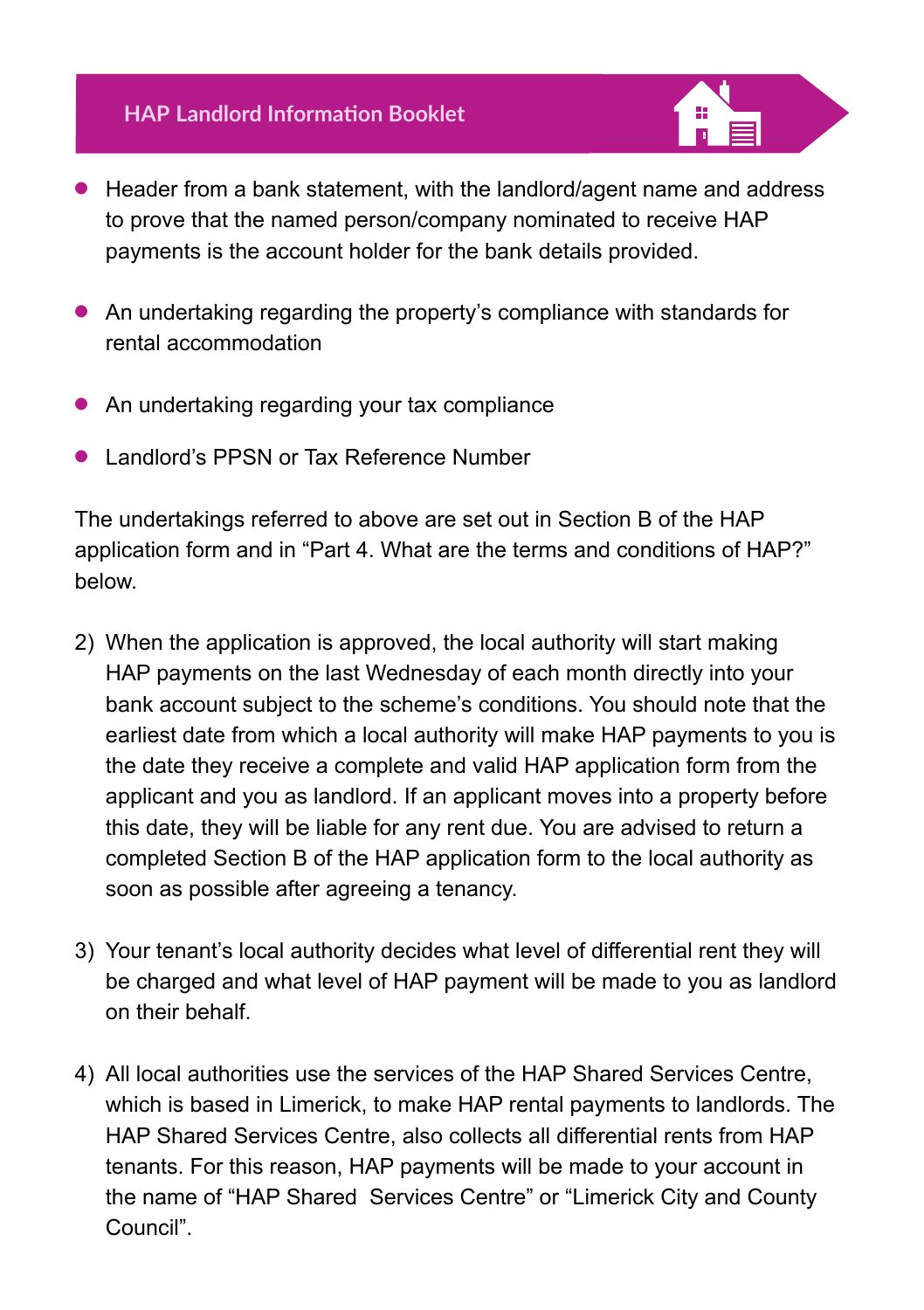- Header from a bank statement, with the landlord/agent name and address to prove that the named person/company nominated to receive HAP payments is the account holder for the bank details provided.

- An undertaking regarding the property's compliance with standards for rental accommodation

- An undertaking regarding your tax compliance

- Landlord's PPSN or Tax Reference Number

The undertakings referred to above are set out in Section B of the HAP application form and in "Part 4. What are the terms and conditions of HAP?" below.

2) When the application is approved, the local authority will start making HAP payments on the last Wednesday of each month directly into your bank account subject to the scheme's conditions. You should note that the earliest date from which a local authority will make HAP payments to you is the date they receive a complete and valid HAP application form from the applicant and you as landlord. If an applicant moves into a property before this date, they will be liable for any rent due. You are advised to return a completed Section B of the HAP application form to the local authority as soon as possible after agreeing a tenancy.

3) Your tenant's local authority decides what level of differential rent they will be charged and what level of HAP payment will be made to you as landlord on their behalf.

4) All local authorities use the services of the HAP Shared Services Centre, which is based in Limerick, to make HAP rental payments to landlords. The HAP Shared Services Centre, also collects all differential rents from HAP tenants. For this reason, HAP payments will be made to your account in the name of "HAP Shared Services Centre" or "Limerick City and County Council".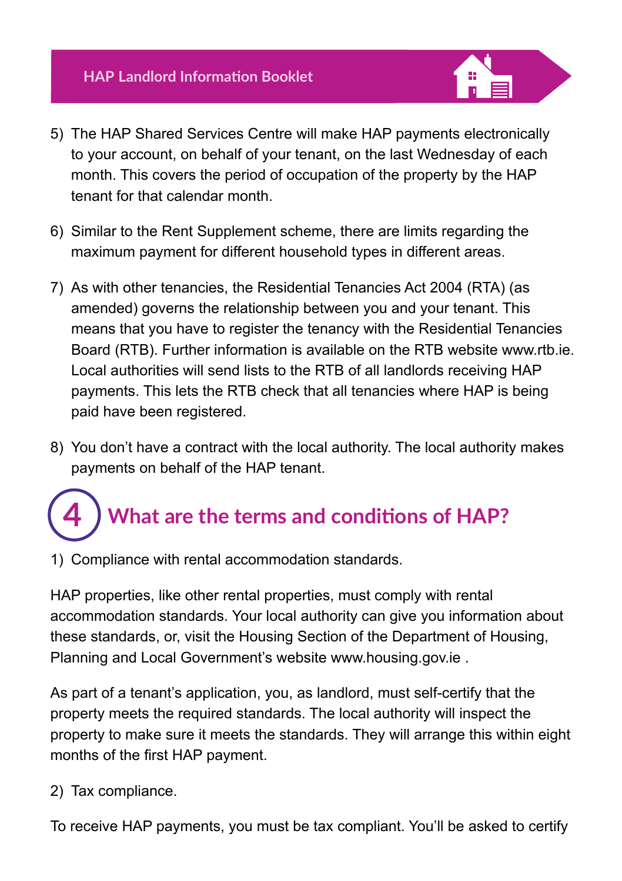5) The HAP Shared Services Centre will make HAP payments electronically to your account, on behalf of your tenant, on the last Wednesday of each month. This covers the period of occupation of the property by the HAP tenant for that calendar month.

6) Similar to the Rent Supplement scheme, there are limits regarding the maximum payment for different household types in different areas.

7) As with other tenancies, the Residential Tenancies Act 2004 (RTA) (as amended) governs the relationship between you and your tenant. This means that you have to register the tenancy with the Residential Tenancies Board (RTB). Further information is available on the RTB website www.rtb.ie. Local authorities will send lists to the RTB of all landlords receiving HAP payments. This lets the RTB check that all tenancies where HAP is being paid have been registered.

8) You don't have a contract with the local authority. The local authority makes payments on behalf of the HAP tenant.

## 4 What are the terms and conditions of HAP?

1) Compliance with rental accommodation standards.

HAP properties, like other rental properties, must comply with rental accommodation standards. Your local authority can give you information about these standards, or, visit the Housing Section of the Department of Housing, Planning and Local Government's website www.housing.gov.ie .

As part of a tenant's application, you, as landlord, must self-certify that the property meets the required standards. The local authority will inspect the property to make sure it meets the standards. They will arrange this within eight months of the first HAP payment.

2) Tax compliance.

To receive HAP payments, you must be tax compliant. You'll be asked to certify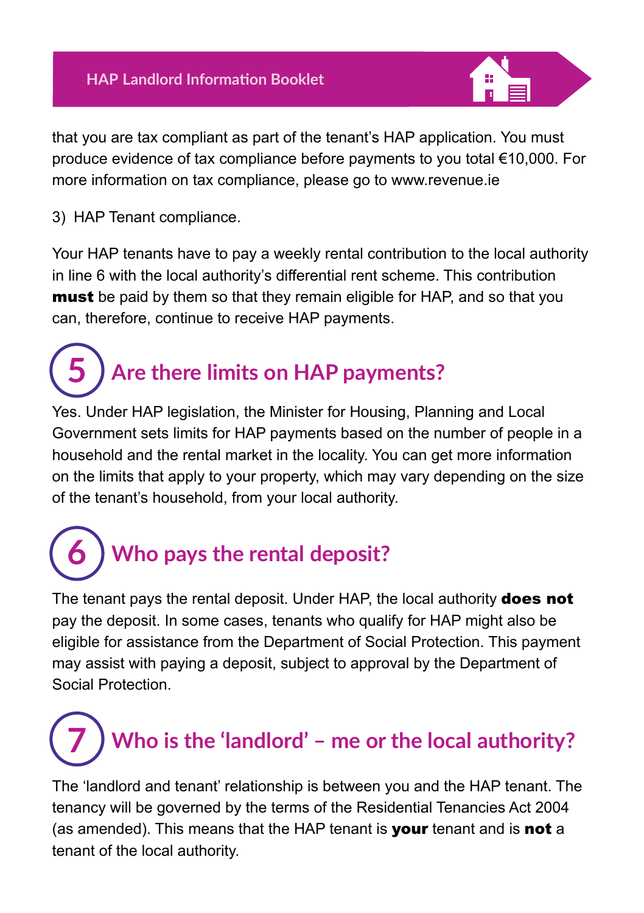that you are tax compliant as part of the tenant's HAP application. You must produce evidence of tax compliance before payments to you total €10,000. For more information on tax compliance, please go to www.revenue.ie

3) HAP Tenant compliance.

Your HAP tenants have to pay a weekly rental contribution to the local authority in line 6 with the local authority's differential rent scheme. This contribution **must** be paid by them so that they remain eligible for HAP, and so that you can, therefore, continue to receive HAP payments.

## 5 Are there limits on HAP payments?

Yes. Under HAP legislation, the Minister for Housing, Planning and Local Government sets limits for HAP payments based on the number of people in a household and the rental market in the locality. You can get more information on the limits that apply to your property, which may vary depending on the size of the tenant's household, from your local authority.

## 6 Who pays the rental deposit?

The tenant pays the rental deposit. Under HAP, the local authority **does not** pay the deposit. In some cases, tenants who qualify for HAP might also be eligible for assistance from the Department of Social Protection. This payment may assist with paying a deposit, subject to approval by the Department of Social Protection.

## 7 Who is the 'landlord' – me or the local authority?

The 'landlord and tenant' relationship is between you and the HAP tenant. The tenancy will be governed by the terms of the Residential Tenancies Act 2004 (as amended). This means that the HAP tenant is **your** tenant and is **not** a tenant of the local authority.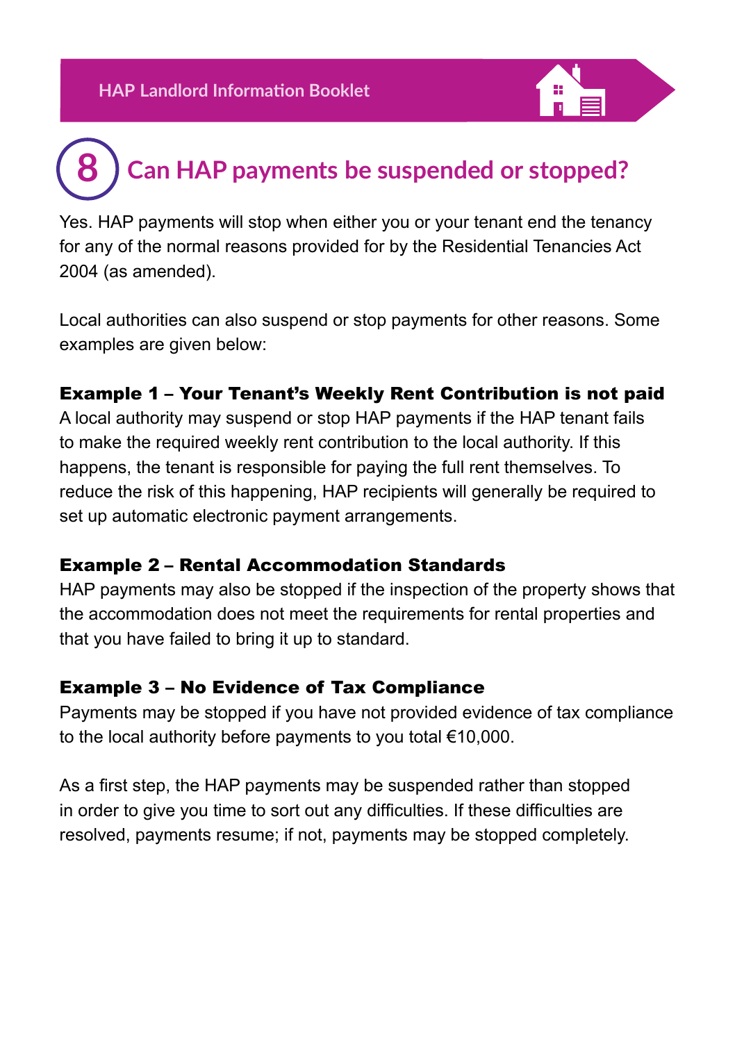## 8 Can HAP payments be suspended or stopped?

Yes. HAP payments will stop when either you or your tenant end the tenancy for any of the normal reasons provided for by the Residential Tenancies Act 2004 (as amended).

Local authorities can also suspend or stop payments for other reasons. Some examples are given below:

**Example 1 – Your Tenant's Weekly Rent Contribution is not paid**

A local authority may suspend or stop HAP payments if the HAP tenant fails to make the required weekly rent contribution to the local authority. If this happens, the tenant is responsible for paying the full rent themselves. To reduce the risk of this happening, HAP recipients will generally be required to set up automatic electronic payment arrangements.

**Example 2 – Rental Accommodation Standards**

HAP payments may also be stopped if the inspection of the property shows that the accommodation does not meet the requirements for rental properties and that you have failed to bring it up to standard.

**Example 3 – No Evidence of Tax Compliance**

Payments may be stopped if you have not provided evidence of tax compliance to the local authority before payments to you total €10,000.

As a first step, the HAP payments may be suspended rather than stopped in order to give you time to sort out any difficulties. If these difficulties are resolved, payments resume; if not, payments may be stopped completely.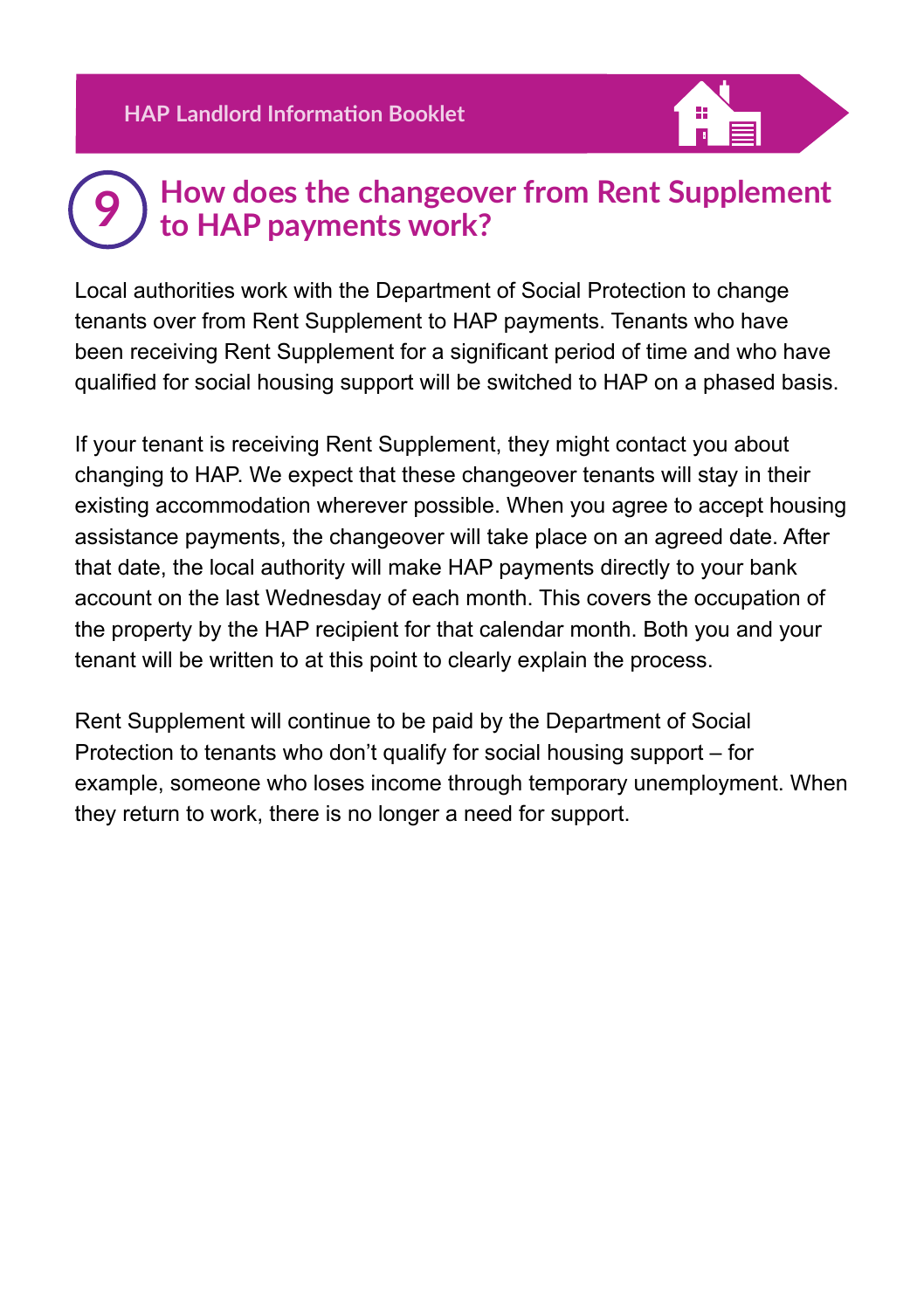## 9 How does the changeover from Rent Supplement to HAP payments work?

Local authorities work with the Department of Social Protection to change tenants over from Rent Supplement to HAP payments. Tenants who have been receiving Rent Supplement for a significant period of time and who have qualified for social housing support will be switched to HAP on a phased basis.

If your tenant is receiving Rent Supplement, they might contact you about changing to HAP. We expect that these changeover tenants will stay in their existing accommodation wherever possible. When you agree to accept housing assistance payments, the changeover will take place on an agreed date. After that date, the local authority will make HAP payments directly to your bank account on the last Wednesday of each month. This covers the occupation of the property by the HAP recipient for that calendar month. Both you and your tenant will be written to at this point to clearly explain the process.

Rent Supplement will continue to be paid by the Department of Social Protection to tenants who don't qualify for social housing support – for example, someone who loses income through temporary unemployment. When they return to work, there is no longer a need for support.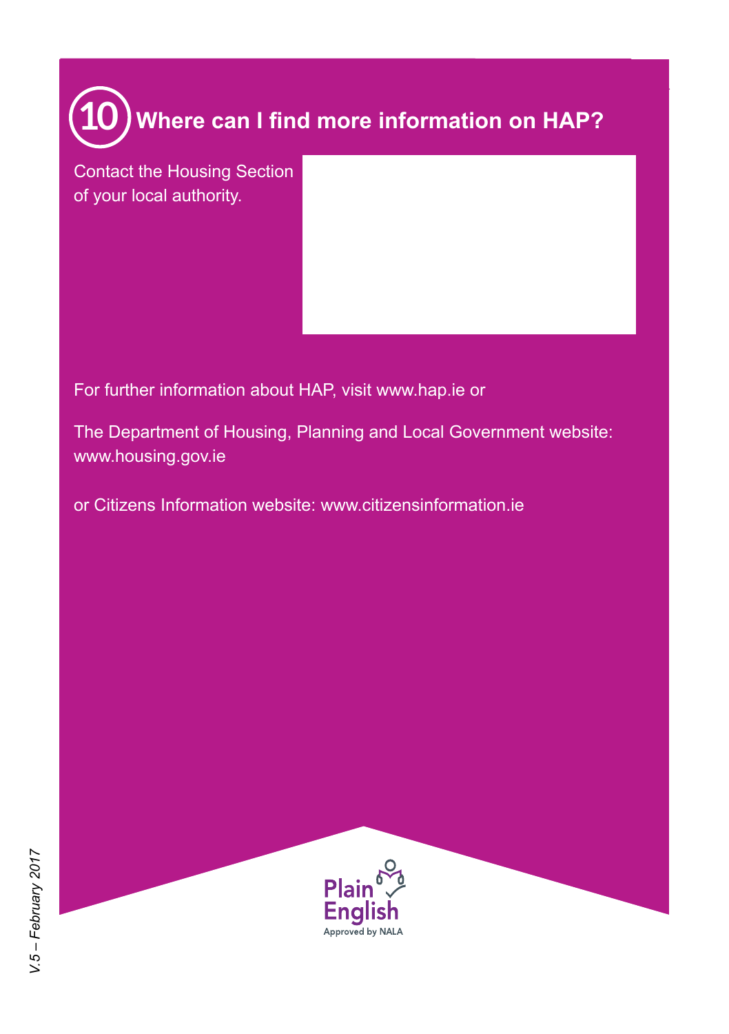## 10 Where can I find more information on HAP?

Contact the Housing Section of your local authority.

For further information about HAP, visit www.hap.ie or

The Department of Housing, Planning and Local Government website: www.housing.gov.ie

or Citizens Information website: www.citizensinformation.ie

Plain English

Approved by NALA

*V.5 – February 2017*